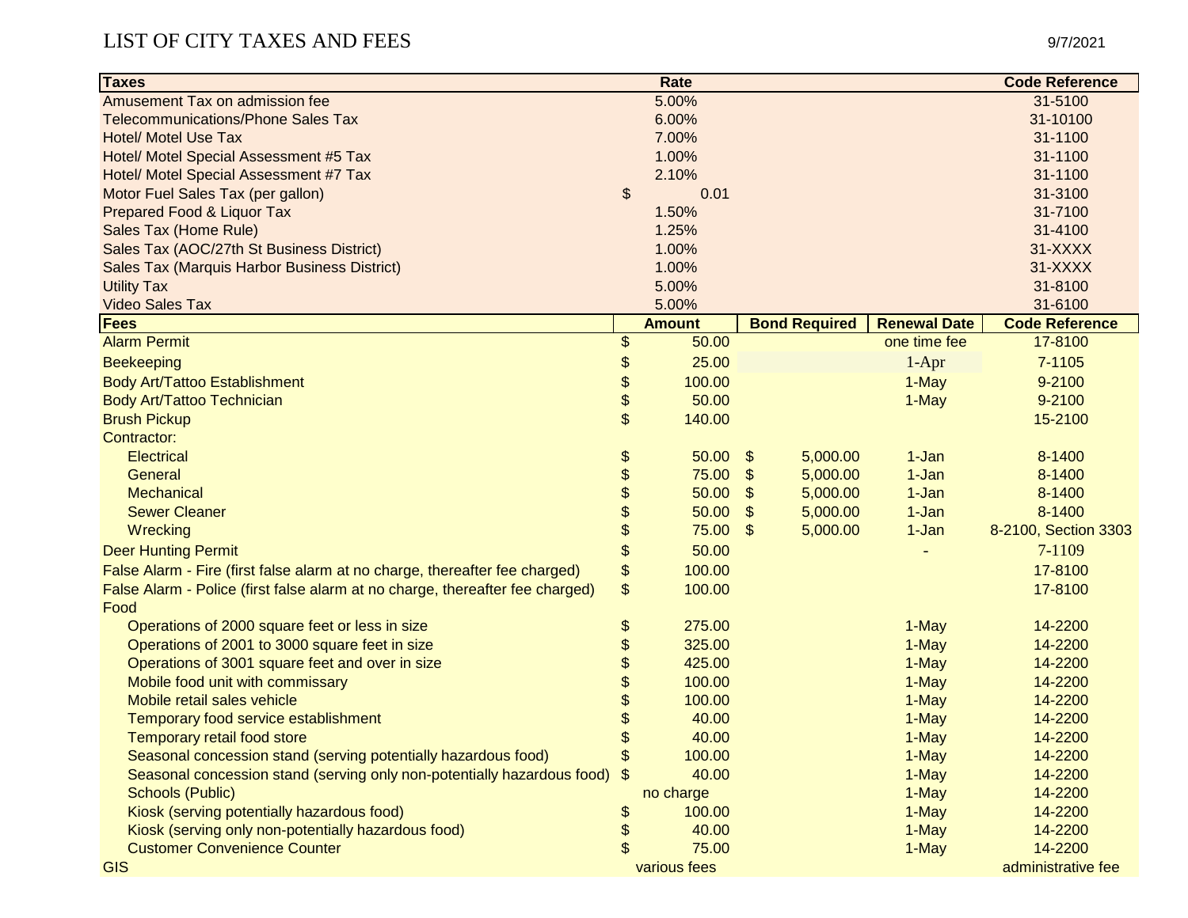# LIST OF CITY TAXES AND FEES

9/7/2021

| Taxes | Rate | Code Reference |
|---|---|---|
| Amusement Tax on admission fee | 5.00% | 31-5100 |
| Telecommunications/Phone Sales Tax | 6.00% | 31-10100 |
| Hotel/ Motel Use Tax | 7.00% | 31-1100 |
| Hotel/ Motel Special Assessment #5 Tax | 1.00% | 31-1100 |
| Hotel/ Motel Special Assessment #7 Tax | 2.10% | 31-1100 |
| Motor Fuel Sales Tax (per gallon) | $ 0.01 | 31-3100 |
| Prepared Food & Liquor Tax | 1.50% | 31-7100 |
| Sales Tax (Home Rule) | 1.25% | 31-4100 |
| Sales Tax (AOC/27th St Business District) | 1.00% | 31-XXXX |
| Sales Tax (Marquis Harbor Business District) | 1.00% | 31-XXXX |
| Utility Tax | 5.00% | 31-8100 |
| Video Sales Tax | 5.00% | 31-6100 |

| Fees | Amount | Bond Required | Renewal Date | Code Reference |
|---|---|---|---|---|
| Alarm Permit | $ 50.00 | | one time fee | 17-8100 |
| Beekeeping | $ 25.00 | | 1-Apr | 7-1105 |
| Body Art/Tattoo Establishment | $ 100.00 | | 1-May | 9-2100 |
| Body Art/Tattoo Technician | $ 50.00 | | 1-May | 9-2100 |
| Brush Pickup | $ 140.00 | | | 15-2100 |
| Contractor: | | | | |
| Electrical | $ 50.00 | $ 5,000.00 | 1-Jan | 8-1400 |
| General | $ 75.00 | $ 5,000.00 | 1-Jan | 8-1400 |
| Mechanical | $ 50.00 | $ 5,000.00 | 1-Jan | 8-1400 |
| Sewer Cleaner | $ 50.00 | $ 5,000.00 | 1-Jan | 8-1400 |
| Wrecking | $ 75.00 | $ 5,000.00 | 1-Jan | 8-2100, Section 3303 |
| Deer Hunting Permit | $ 50.00 | | - | 7-1109 |
| False Alarm - Fire (first false alarm at no charge, thereafter fee charged) | $ 100.00 | | | 17-8100 |
| False Alarm - Police (first false alarm at no charge, thereafter fee charged) | $ 100.00 | | | 17-8100 |
| Food | | | | |
| Operations of 2000 square feet or less in size | $ 275.00 | | 1-May | 14-2200 |
| Operations of 2001 to 3000 square feet in size | $ 325.00 | | 1-May | 14-2200 |
| Operations of 3001 square feet and over in size | $ 425.00 | | 1-May | 14-2200 |
| Mobile food unit with commissary | $ 100.00 | | 1-May | 14-2200 |
| Mobile retail sales vehicle | $ 100.00 | | 1-May | 14-2200 |
| Temporary food service establishment | $ 40.00 | | 1-May | 14-2200 |
| Temporary retail food store | $ 40.00 | | 1-May | 14-2200 |
| Seasonal concession stand (serving potentially hazardous food) | $ 100.00 | | 1-May | 14-2200 |
| Seasonal concession stand (serving only non-potentially hazardous food) | $ 40.00 | | 1-May | 14-2200 |
| Schools (Public) | no charge | | 1-May | 14-2200 |
| Kiosk (serving potentially hazardous food) | $ 100.00 | | 1-May | 14-2200 |
| Kiosk (serving only non-potentially hazardous food) | $ 40.00 | | 1-May | 14-2200 |
| Customer Convenience Counter | $ 75.00 | | 1-May | 14-2200 |
| GIS | various fees | | | administrative fee |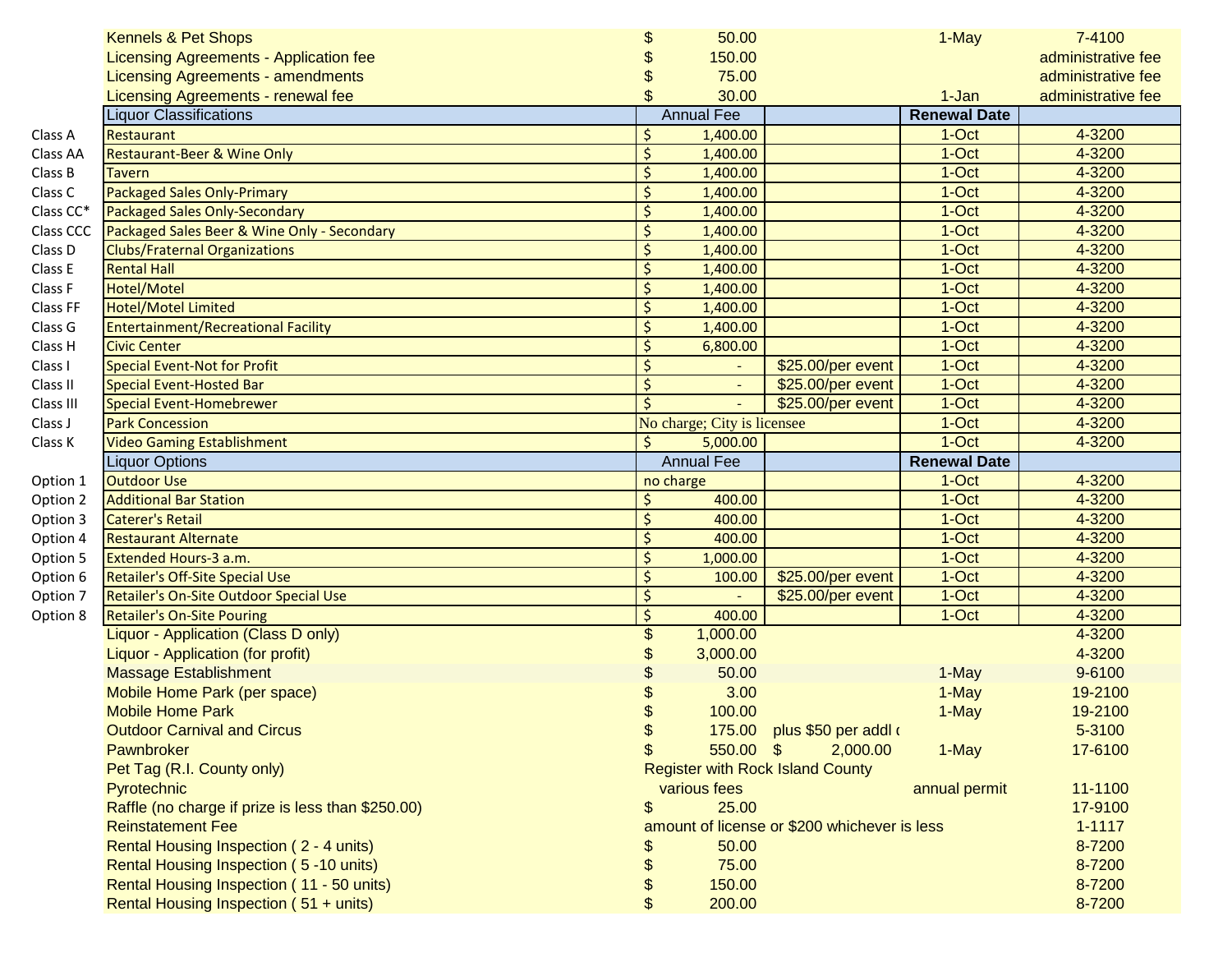| | | | | | |
|---|---|---|---|---|---|
| | Kennels & Pet Shops | $ 50.00 | | 1-May | 7-4100 |
| | Licensing Agreements - Application fee | $ 150.00 | | | administrative fee |
| | Licensing Agreements - amendments | $ 75.00 | | | administrative fee |
| | Licensing Agreements - renewal fee | $ 30.00 | | 1-Jan | administrative fee |
| | Liquor Classifications | Annual Fee | | **Renewal Date** | |
| Class A | Restaurant | $ 1,400.00 | | 1-Oct | 4-3200 |
| Class AA | Restaurant-Beer & Wine Only | $ 1,400.00 | | 1-Oct | 4-3200 |
| Class B | Tavern | $ 1,400.00 | | 1-Oct | 4-3200 |
| Class C | Packaged Sales Only-Primary | $ 1,400.00 | | 1-Oct | 4-3200 |
| Class CC* | Packaged Sales Only-Secondary | $ 1,400.00 | | 1-Oct | 4-3200 |
| Class CCC | Packaged Sales Beer & Wine Only - Secondary | $ 1,400.00 | | 1-Oct | 4-3200 |
| Class D | Clubs/Fraternal Organizations | $ 1,400.00 | | 1-Oct | 4-3200 |
| Class E | Rental Hall | $ 1,400.00 | | 1-Oct | 4-3200 |
| Class F | Hotel/Motel | $ 1,400.00 | | 1-Oct | 4-3200 |
| Class FF | Hotel/Motel Limited | $ 1,400.00 | | 1-Oct | 4-3200 |
| Class G | Entertainment/Recreational Facility | $ 1,400.00 | | 1-Oct | 4-3200 |
| Class H | Civic Center | $ 6,800.00 | | 1-Oct | 4-3200 |
| Class I | Special Event-Not for Profit | $ - | $25.00/per event | 1-Oct | 4-3200 |
| Class II | Special Event-Hosted Bar | $ - | $25.00/per event | 1-Oct | 4-3200 |
| Class III | Special Event-Homebrewer | $ - | $25.00/per event | 1-Oct | 4-3200 |
| Class J | Park Concession | No charge; City is licensee | | 1-Oct | 4-3200 |
| Class K | Video Gaming Establishment | $ 5,000.00 | | 1-Oct | 4-3200 |
| | Liquor Options | Annual Fee | | **Renewal Date** | |
| Option 1 | Outdoor Use | no charge | | 1-Oct | 4-3200 |
| Option 2 | Additional Bar Station | $ 400.00 | | 1-Oct | 4-3200 |
| Option 3 | Caterer's Retail | $ 400.00 | | 1-Oct | 4-3200 |
| Option 4 | Restaurant Alternate | $ 400.00 | | 1-Oct | 4-3200 |
| Option 5 | Extended Hours-3 a.m. | $ 1,000.00 | | 1-Oct | 4-3200 |
| Option 6 | Retailer's Off-Site Special Use | $ 100.00 | $25.00/per event | 1-Oct | 4-3200 |
| Option 7 | Retailer's On-Site Outdoor Special Use | $ - | $25.00/per event | 1-Oct | 4-3200 |
| Option 8 | Retailer's On-Site Pouring | $ 400.00 | | 1-Oct | 4-3200 |
| | Liquor - Application (Class D only) | $ 1,000.00 | | | 4-3200 |
| | Liquor - Application (for profit) | $ 3,000.00 | | | 4-3200 |
| | Massage Establishment | $ 50.00 | | 1-May | 9-6100 |
| | Mobile Home Park (per space) | $ 3.00 | | 1-May | 19-2100 |
| | Mobile Home Park | $ 100.00 | | 1-May | 19-2100 |
| | Outdoor Carnival and Circus | $ 175.00 | plus $50 per addl ( | | 5-3100 |
| | Pawnbroker | $ 550.00 | $ 2,000.00 | 1-May | 17-6100 |
| | Pet Tag (R.I. County only) | Register with Rock Island County | | | |
| | Pyrotechnic | various fees | | annual permit | 11-1100 |
| | Raffle (no charge if prize is less than $250.00) | $ 25.00 | | | 17-9100 |
| | Reinstatement Fee | amount of license or $200 whichever is less | | | 1-1117 |
| | Rental Housing Inspection ( 2 - 4 units) | $ 50.00 | | | 8-7200 |
| | Rental Housing Inspection ( 5 -10 units) | $ 75.00 | | | 8-7200 |
| | Rental Housing Inspection ( 11 - 50 units) | $ 150.00 | | | 8-7200 |
| | Rental Housing Inspection ( 51 + units) | $ 200.00 | | | 8-7200 |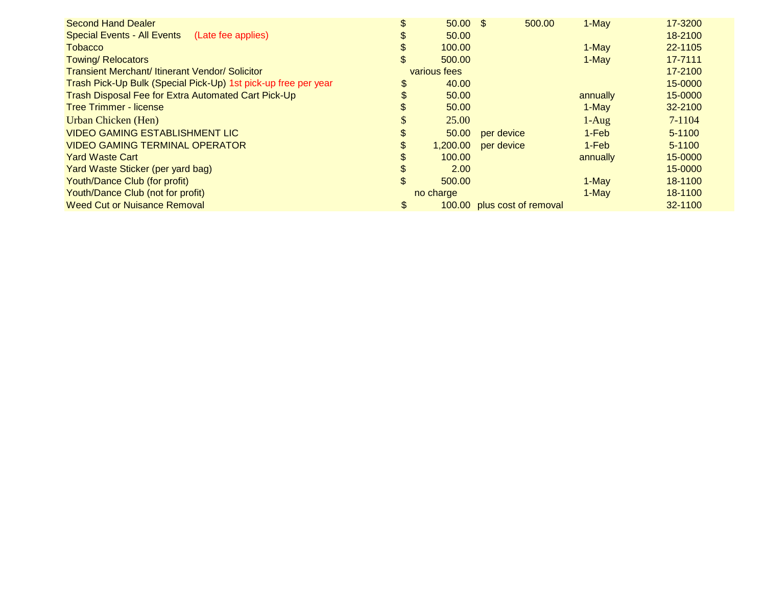| | | | | |
|---|---|---|---|---|
| Second Hand Dealer | $ 50.00 | $ 500.00 | 1-May | 17-3200 |
| Special Events - All Events (Late fee applies) | $ 50.00 | | | 18-2100 |
| Tobacco | $ 100.00 | | 1-May | 22-1105 |
| Towing/ Relocators | $ 500.00 | | 1-May | 17-7111 |
| Transient Merchant/ Itinerant Vendor/ Solicitor | various fees | | | 17-2100 |
| Trash Pick-Up Bulk (Special Pick-Up) 1st pick-up free per year | $ 40.00 | | | 15-0000 |
| Trash Disposal Fee for Extra Automated Cart Pick-Up | $ 50.00 | | annually | 15-0000 |
| Tree Trimmer - license | $ 50.00 | | 1-May | 32-2100 |
| Urban Chicken (Hen) | $ 25.00 | | 1-Aug | 7-1104 |
| VIDEO GAMING ESTABLISHMENT LIC | $ 50.00 | per device | 1-Feb | 5-1100 |
| VIDEO GAMING TERMINAL OPERATOR | $ 1,200.00 | per device | 1-Feb | 5-1100 |
| Yard Waste Cart | $ 100.00 | | annually | 15-0000 |
| Yard Waste Sticker (per yard bag) | $ 2.00 | | | 15-0000 |
| Youth/Dance Club (for profit) | $ 500.00 | | 1-May | 18-1100 |
| Youth/Dance Club (not for profit) | no charge | | 1-May | 18-1100 |
| Weed Cut or Nuisance Removal | $ 100.00 | plus cost of removal | | 32-1100 |